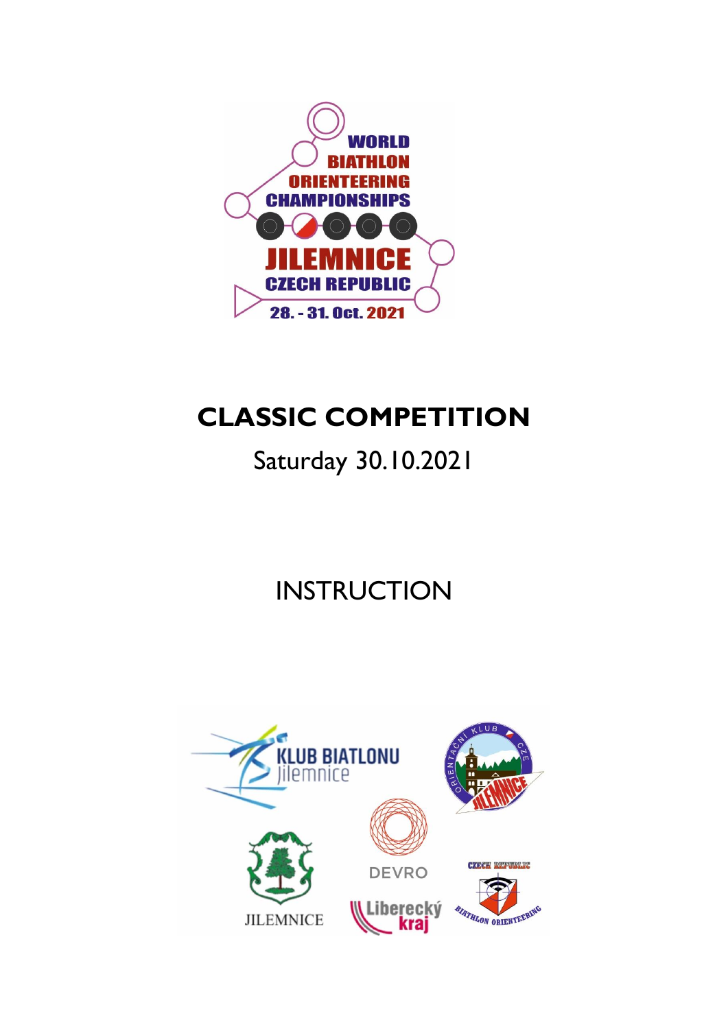WORLD BIATHLON ORIENTEERING CHAMPIONSHIPS

JILEMNICE CZECH REPUBLIC

28. - 31. Oct. 2021

# CLASSIC COMPETITION

Saturday 30.10.2021

## INSTRUCTION

KLUB BIATLONU Jilemnice

ORIENTAČNÍ KLUB JILEMNICE CZE

JILEMNICE

DEVRO

Liberecký kraj

CZECH REPUBLIC BIATHLON ORIENTEERING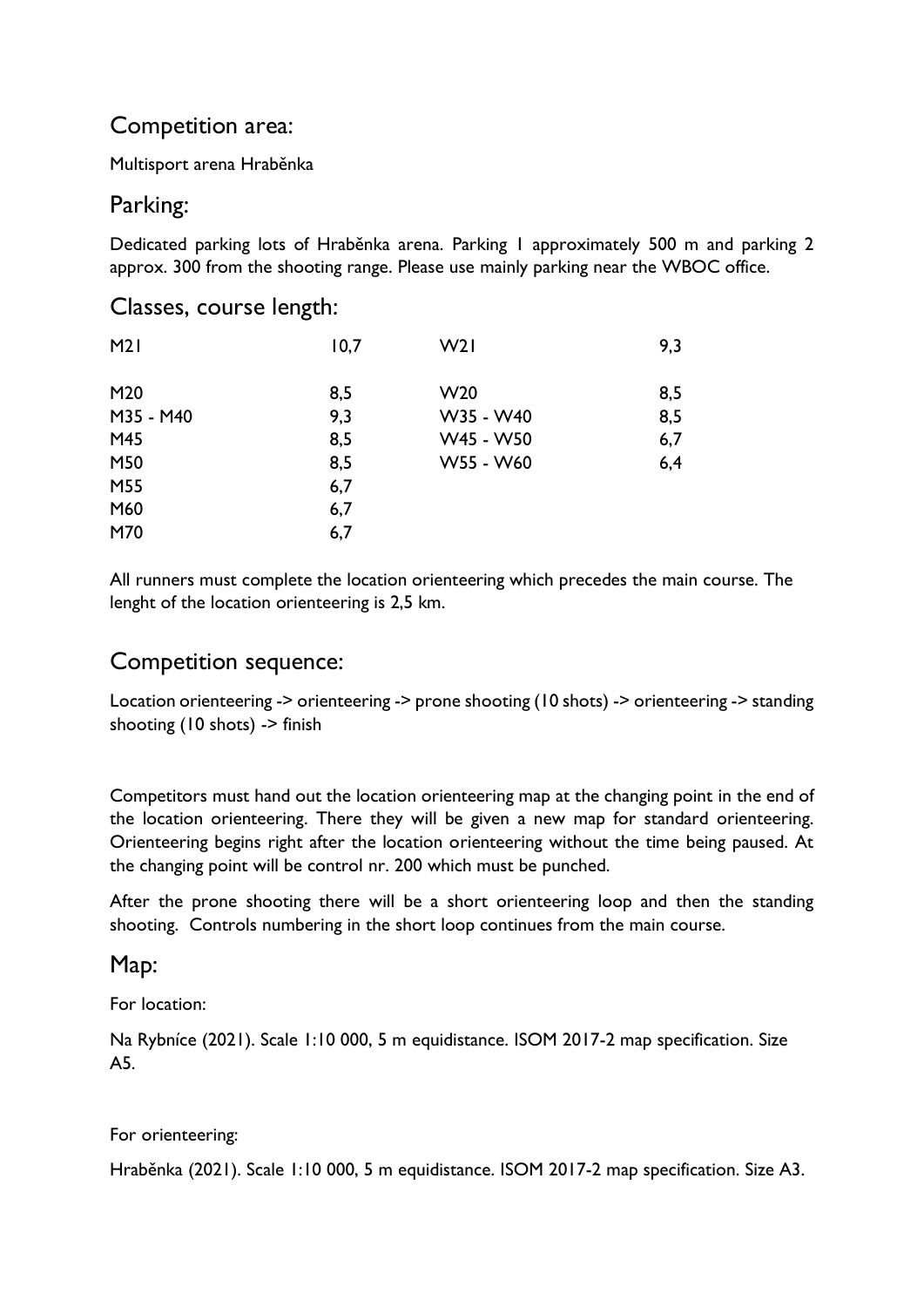## Competition area:

Multisport arena Hraběnka

## Parking:

Dedicated parking lots of Hraběnka arena. Parking 1 approximately 500 m and parking 2 approx. 300 from the shooting range. Please use mainly parking near the WBOC office.

## Classes, course length:

| | | | |
|---|---|---|---|
| M21 | 10,7 | W21 | 9,3 |
| M20 | 8,5 | W20 | 8,5 |
| M35 - M40 | 9,3 | W35 - W40 | 8,5 |
| M45 | 8,5 | W45 - W50 | 6,7 |
| M50 | 8,5 | W55 - W60 | 6,4 |
| M55 | 6,7 | | |
| M60 | 6,7 | | |
| M70 | 6,7 | | |

All runners must complete the location orienteering which precedes the main course. The lenght of the location orienteering is 2,5 km.

## Competition sequence:

Location orienteering -> orienteering -> prone shooting (10 shots) -> orienteering -> standing shooting (10 shots) -> finish

Competitors must hand out the location orienteering map at the changing point in the end of the location orienteering. There they will be given a new map for standard orienteering. Orienteering begins right after the location orienteering without the time being paused. At the changing point will be control nr. 200 which must be punched.

After the prone shooting there will be a short orienteering loop and then the standing shooting. Controls numbering in the short loop continues from the main course.

## Map:

For location:

Na Rybníce (2021). Scale 1:10 000, 5 m equidistance. ISOM 2017-2 map specification. Size A5.

For orienteering:

Hraběnka (2021). Scale 1:10 000, 5 m equidistance. ISOM 2017-2 map specification. Size A3.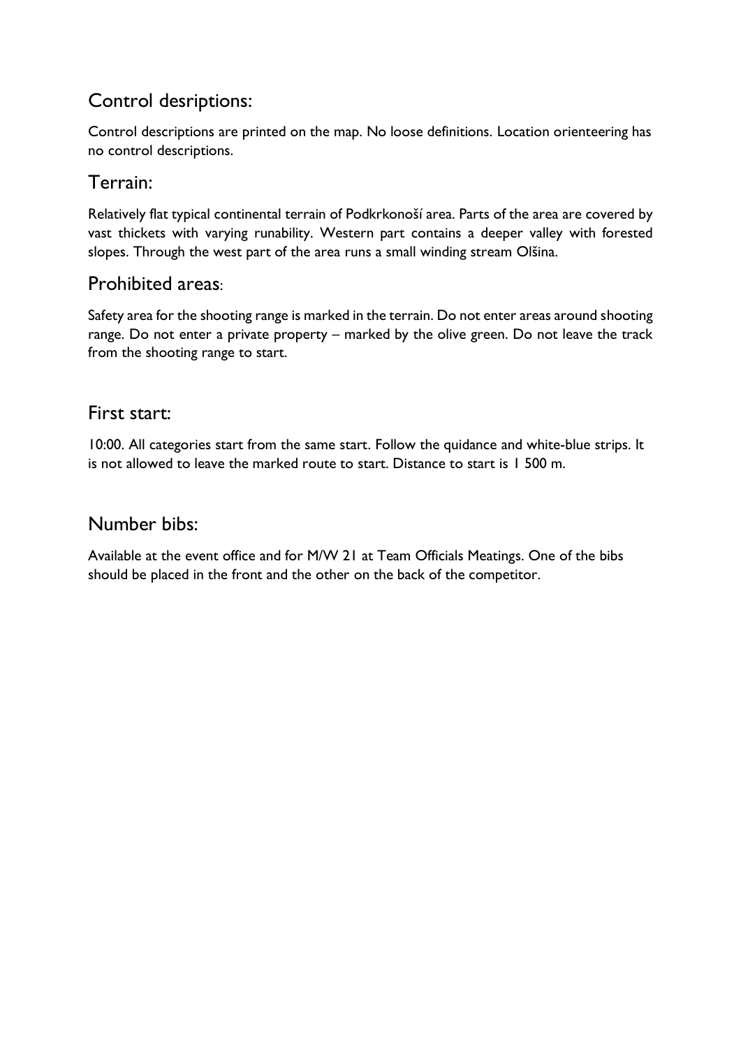## Control desriptions:

Control descriptions are printed on the map. No loose definitions. Location orienteering has no control descriptions.

## Terrain:

Relatively flat typical continental terrain of Podkrkonoší area. Parts of the area are covered by vast thickets with varying runability. Western part contains a deeper valley with forested slopes. Through the west part of the area runs a small winding stream Olšina.

## Prohibited areas:

Safety area for the shooting range is marked in the terrain. Do not enter areas around shooting range. Do not enter a private property – marked by the olive green. Do not leave the track from the shooting range to start.

## First start:

10:00. All categories start from the same start. Follow the quidance and white-blue strips. It is not allowed to leave the marked route to start. Distance to start is 1 500 m.

## Number bibs:

Available at the event office and for M/W 21 at Team Officials Meatings. One of the bibs should be placed in the front and the other on the back of the competitor.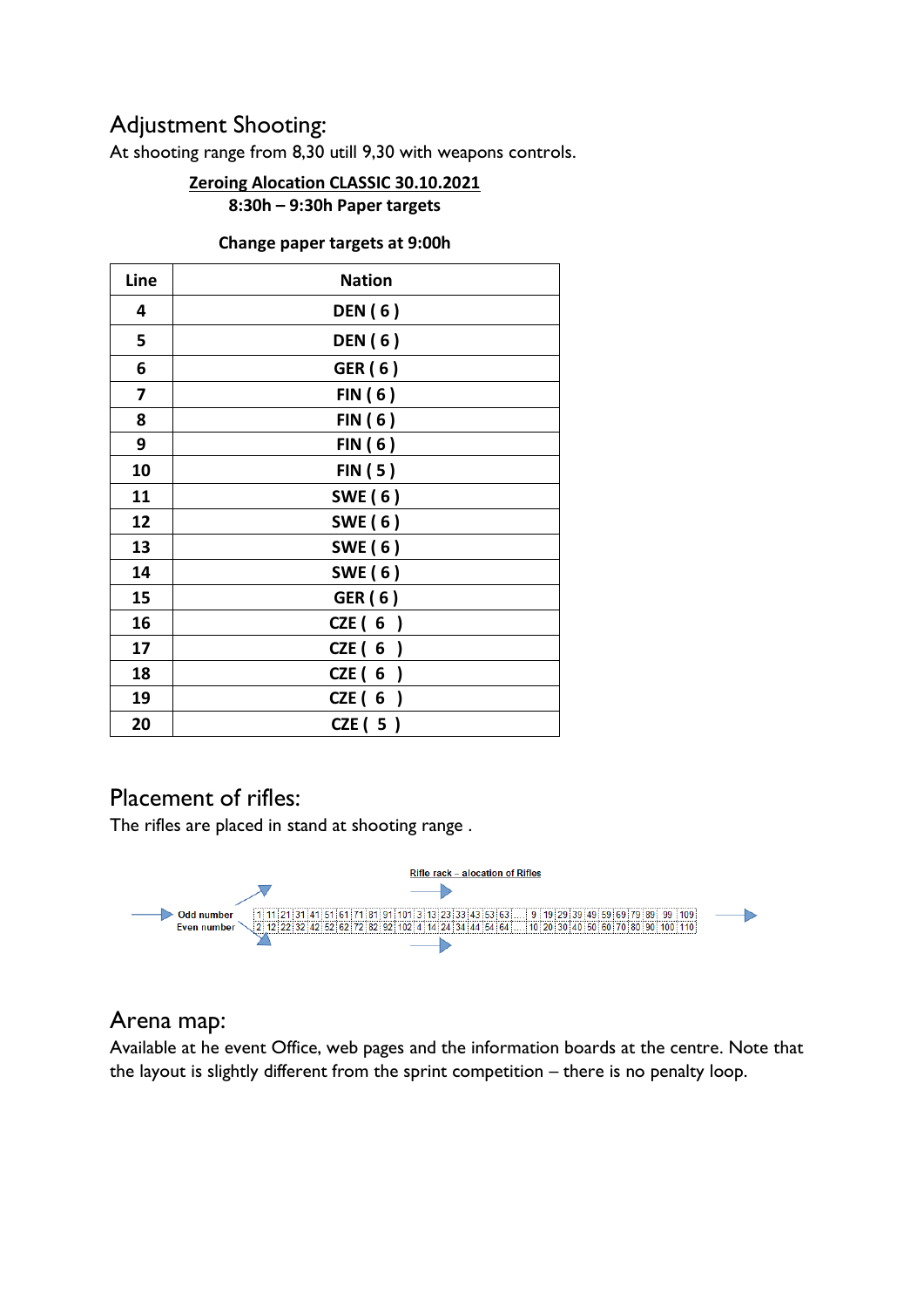## Adjustment Shooting:

At shooting range from 8,30 utill 9,30 with weapons controls.

**Zeroing Alocation CLASSIC 30.10.2021**
**8:30h – 9:30h Paper targets**

**Change paper targets at 9:00h**

| Line | Nation |
|---|---|
| 4 | DEN ( 6 ) |
| 5 | DEN ( 6 ) |
| 6 | GER ( 6 ) |
| 7 | FIN ( 6 ) |
| 8 | FIN ( 6 ) |
| 9 | FIN ( 6 ) |
| 10 | FIN ( 5 ) |
| 11 | SWE ( 6 ) |
| 12 | SWE ( 6 ) |
| 13 | SWE ( 6 ) |
| 14 | SWE ( 6 ) |
| 15 | GER ( 6 ) |
| 16 | CZE ( 6 ) |
| 17 | CZE ( 6 ) |
| 18 | CZE ( 6 ) |
| 19 | CZE ( 6 ) |
| 20 | CZE ( 5 ) |

## Placement of rifles:

The rifles are placed in stand at shooting range .

Rifle rack – alocation of Rifles

| Odd number | 1 | 11 | 21 | 31 | 41 | 51 | 61 | 71 | 81 | 91 | 101 | 3 | 13 | 23 | 33 | 43 | 53 | 63 | ... | 9 | 19 | 29 | 39 | 49 | 59 | 69 | 79 | 89 | 99 | 109 |
|---|---|---|---|---|---|---|---|---|---|---|---|---|---|---|---|---|---|---|---|---|---|---|---|---|---|---|---|---|---|---|
| Even number | 2 | 12 | 22 | 32 | 42 | 52 | 62 | 72 | 82 | 92 | 102 | 4 | 14 | 24 | 34 | 44 | 54 | 64 | ... | 10 | 20 | 30 | 40 | 50 | 60 | 70 | 80 | 90 | 100 | 110 |

## Arena map:

Available at he event Office, web pages and the information boards at the centre. Note that the layout is slightly different from the sprint competition – there is no penalty loop.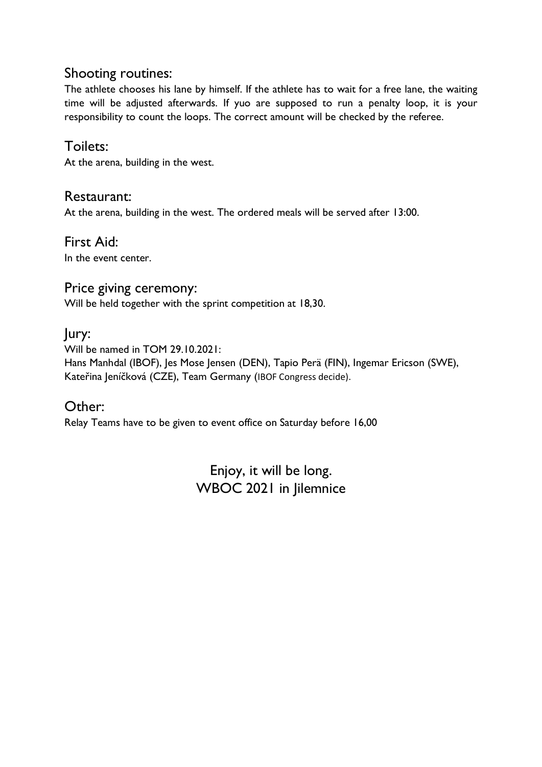## Shooting routines:

The athlete chooses his lane by himself. If the athlete has to wait for a free lane, the waiting time will be adjusted afterwards. If yuo are supposed to run a penalty loop, it is your responsibility to count the loops. The correct amount will be checked by the referee.

## Toilets:

At the arena, building in the west.

## Restaurant:

At the arena, building in the west. The ordered meals will be served after 13:00.

## First Aid:

In the event center.

## Price giving ceremony:

Will be held together with the sprint competition at 18,30.

## Jury:

Will be named in TOM 29.10.2021:
Hans Manhdal (IBOF), Jes Mose Jensen (DEN), Tapio Perä (FIN), Ingemar Ericson (SWE), Kateřina Jeníčková (CZE), Team Germany (IBOF Congress decide).

## Other:

Relay Teams have to be given to event office on Saturday before 16,00

Enjoy, it will be long.
WBOC 2021 in Jilemnice